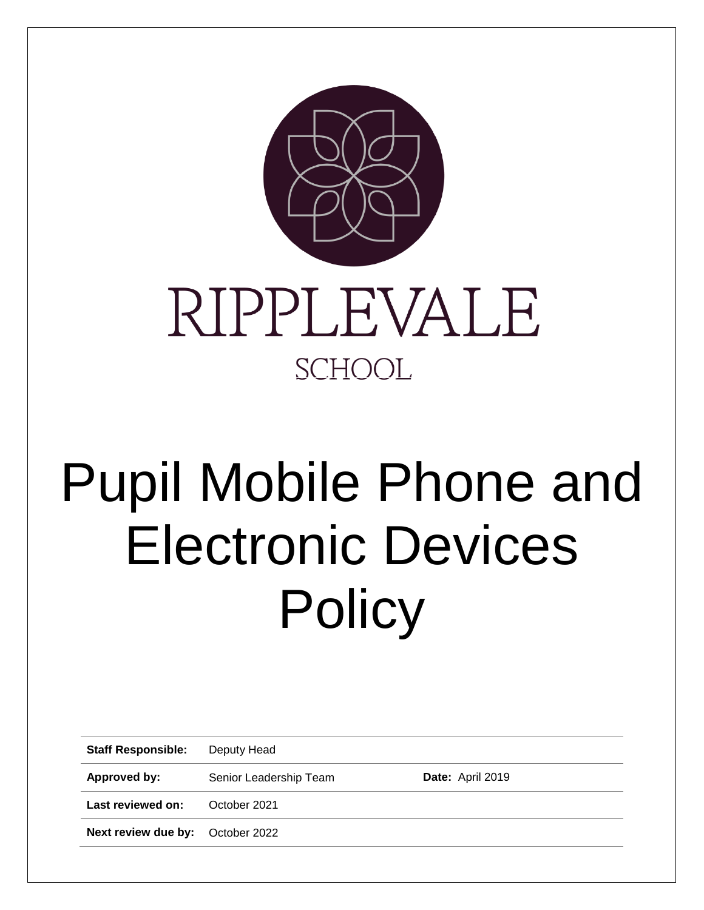RIPPLEVALE

SCHOOL

# Pupil Mobile Phone and Electronic Devices Policy

| | | |
|---|---|---|
| **Staff Responsible:** | Deputy Head | |
| **Approved by:** | Senior Leadership Team | **Date:** April 2019 |
| **Last reviewed on:** | October 2021 | |
| **Next review due by:** | October 2022 | |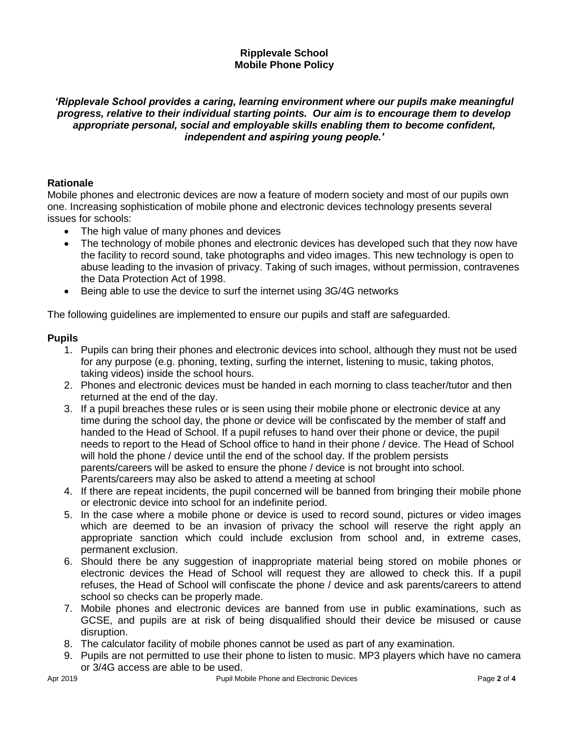**Ripplevale School**
**Mobile Phone Policy**

***'Ripplevale School provides a caring, learning environment where our pupils make meaningful progress, relative to their individual starting points. Our aim is to encourage them to develop appropriate personal, social and employable skills enabling them to become confident, independent and aspiring young people.'***

## Rationale

Mobile phones and electronic devices are now a feature of modern society and most of our pupils own one. Increasing sophistication of mobile phone and electronic devices technology presents several issues for schools:

- The high value of many phones and devices
- The technology of mobile phones and electronic devices has developed such that they now have the facility to record sound, take photographs and video images. This new technology is open to abuse leading to the invasion of privacy. Taking of such images, without permission, contravenes the Data Protection Act of 1998.
- Being able to use the device to surf the internet using 3G/4G networks

The following guidelines are implemented to ensure our pupils and staff are safeguarded.

## Pupils

1. Pupils can bring their phones and electronic devices into school, although they must not be used for any purpose (e.g. phoning, texting, surfing the internet, listening to music, taking photos, taking videos) inside the school hours.
2. Phones and electronic devices must be handed in each morning to class teacher/tutor and then returned at the end of the day.
3. If a pupil breaches these rules or is seen using their mobile phone or electronic device at any time during the school day, the phone or device will be confiscated by the member of staff and handed to the Head of School. If a pupil refuses to hand over their phone or device, the pupil needs to report to the Head of School office to hand in their phone / device. The Head of School will hold the phone / device until the end of the school day. If the problem persists parents/careers will be asked to ensure the phone / device is not brought into school. Parents/careers may also be asked to attend a meeting at school
4. If there are repeat incidents, the pupil concerned will be banned from bringing their mobile phone or electronic device into school for an indefinite period.
5. In the case where a mobile phone or device is used to record sound, pictures or video images which are deemed to be an invasion of privacy the school will reserve the right apply an appropriate sanction which could include exclusion from school and, in extreme cases, permanent exclusion.
6. Should there be any suggestion of inappropriate material being stored on mobile phones or electronic devices the Head of School will request they are allowed to check this. If a pupil refuses, the Head of School will confiscate the phone / device and ask parents/careers to attend school so checks can be properly made.
7. Mobile phones and electronic devices are banned from use in public examinations, such as GCSE, and pupils are at risk of being disqualified should their device be misused or cause disruption.
8. The calculator facility of mobile phones cannot be used as part of any examination.
9. Pupils are not permitted to use their phone to listen to music. MP3 players which have no camera or 3/4G access are able to be used.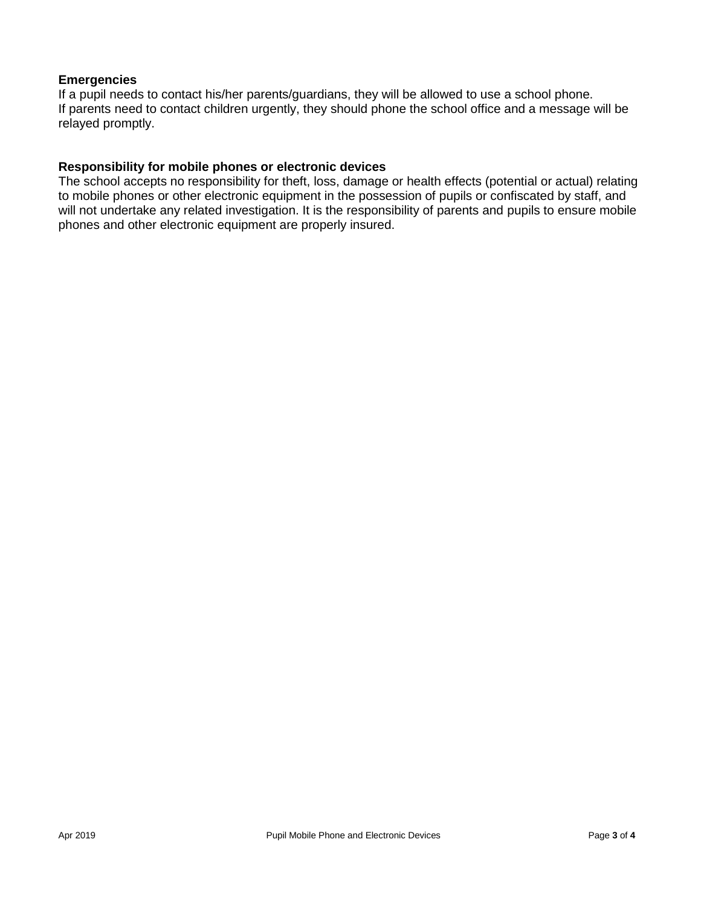**Emergencies**

If a pupil needs to contact his/her parents/guardians, they will be allowed to use a school phone.
If parents need to contact children urgently, they should phone the school office and a message will be relayed promptly.

**Responsibility for mobile phones or electronic devices**

The school accepts no responsibility for theft, loss, damage or health effects (potential or actual) relating to mobile phones or other electronic equipment in the possession of pupils or confiscated by staff, and will not undertake any related investigation. It is the responsibility of parents and pupils to ensure mobile phones and other electronic equipment are properly insured.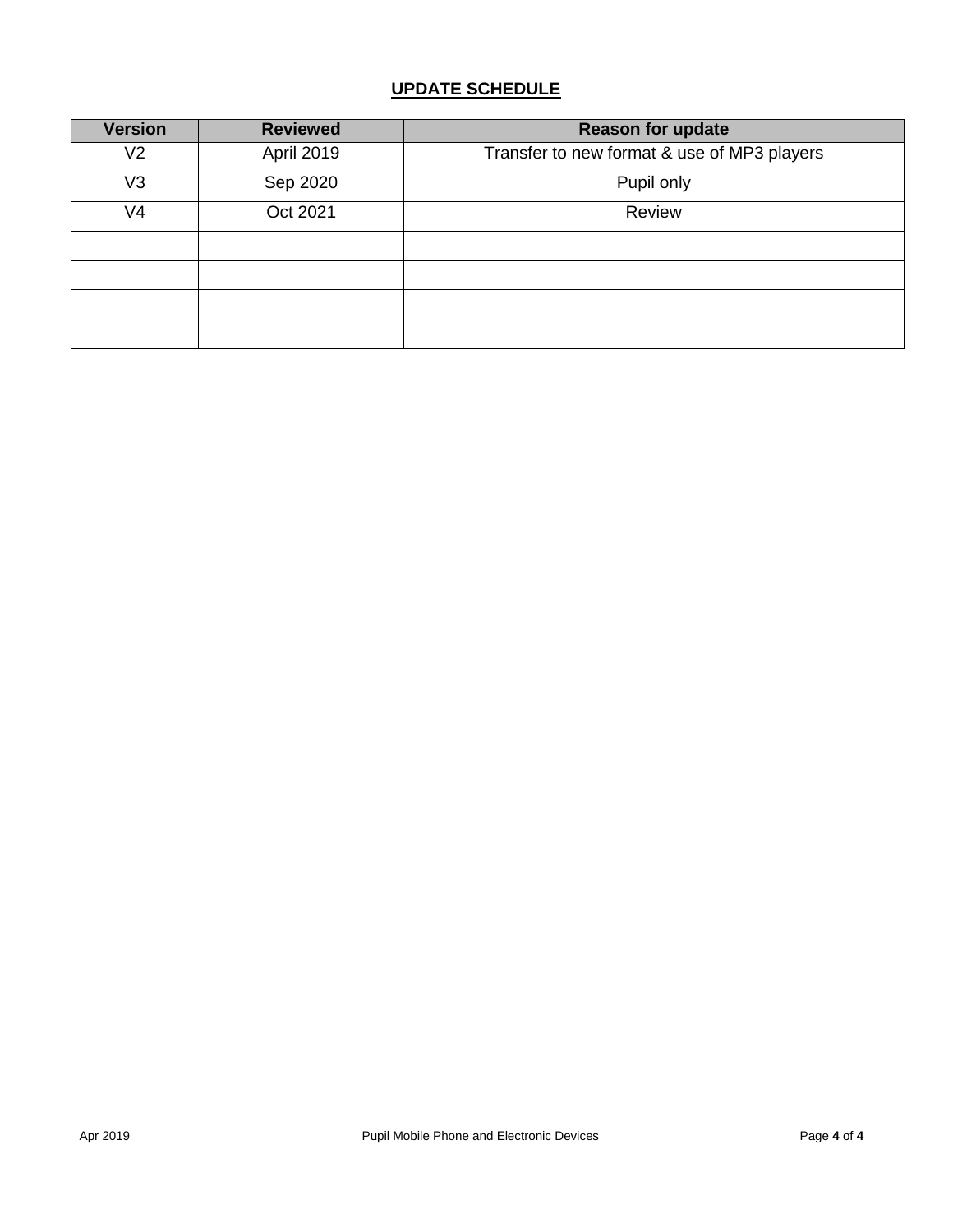**UPDATE SCHEDULE**

| Version | Reviewed | Reason for update |
|---|---|---|
| V2 | April 2019 | Transfer to new format & use of MP3 players |
| V3 | Sep 2020 | Pupil only |
| V4 | Oct 2021 | Review |
| | | |
| | | |
| | | |
| | | |